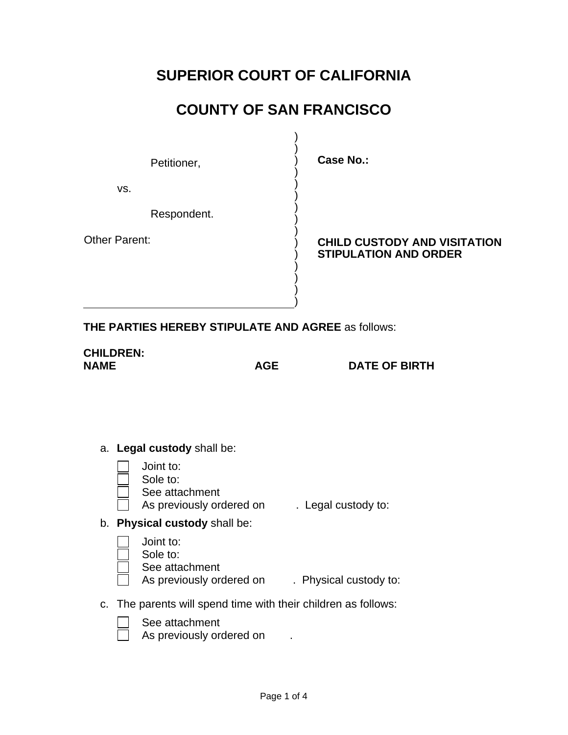# SUPERIOR COURT OF CALIFORNIA

# COUNTY OF SAN FRANCISCO

Petitioner,

vs.

Respondent.

Other Parent:

**Case No.:**

**CHILD CUSTODY AND VISITATION STIPULATION AND ORDER**

**THE PARTIES HEREBY STIPULATE AND AGREE** as follows:

**CHILDREN:**

| **NAME** | **AGE** | **DATE OF BIRTH** |
| --- | --- | --- |

a. **Legal custody** shall be:

- ☐ Joint to:
- ☐ Sole to:
- ☐ See attachment
- ☐ As previously ordered on . Legal custody to:

b. **Physical custody** shall be:

- ☐ Joint to:
- ☐ Sole to:
- ☐ See attachment
- ☐ As previously ordered on . Physical custody to:

c. The parents will spend time with their children as follows:

- ☐ See attachment
- ☐ As previously ordered on .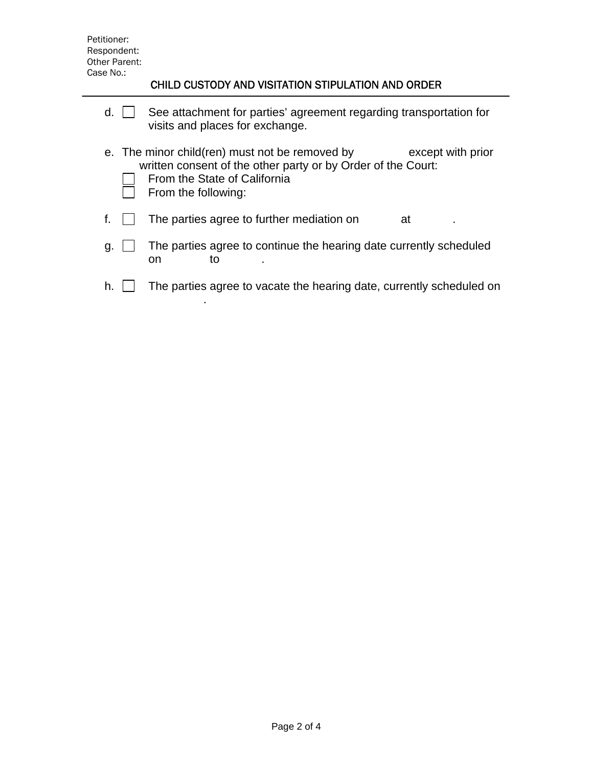Petitioner:
Respondent:
Other Parent:
Case No.:

## CHILD CUSTODY AND VISITATION STIPULATION AND ORDER

d. ☐ See attachment for parties' agreement regarding transportation for visits and places for exchange.

e. The minor child(ren) must not be removed by except with prior written consent of the other party or by Order of the Court:

☐ From the State of California

☐ From the following:

f. ☐ The parties agree to further mediation on at .

g. ☐ The parties agree to continue the hearing date currently scheduled on to .

h. ☐ The parties agree to vacate the hearing date, currently scheduled on .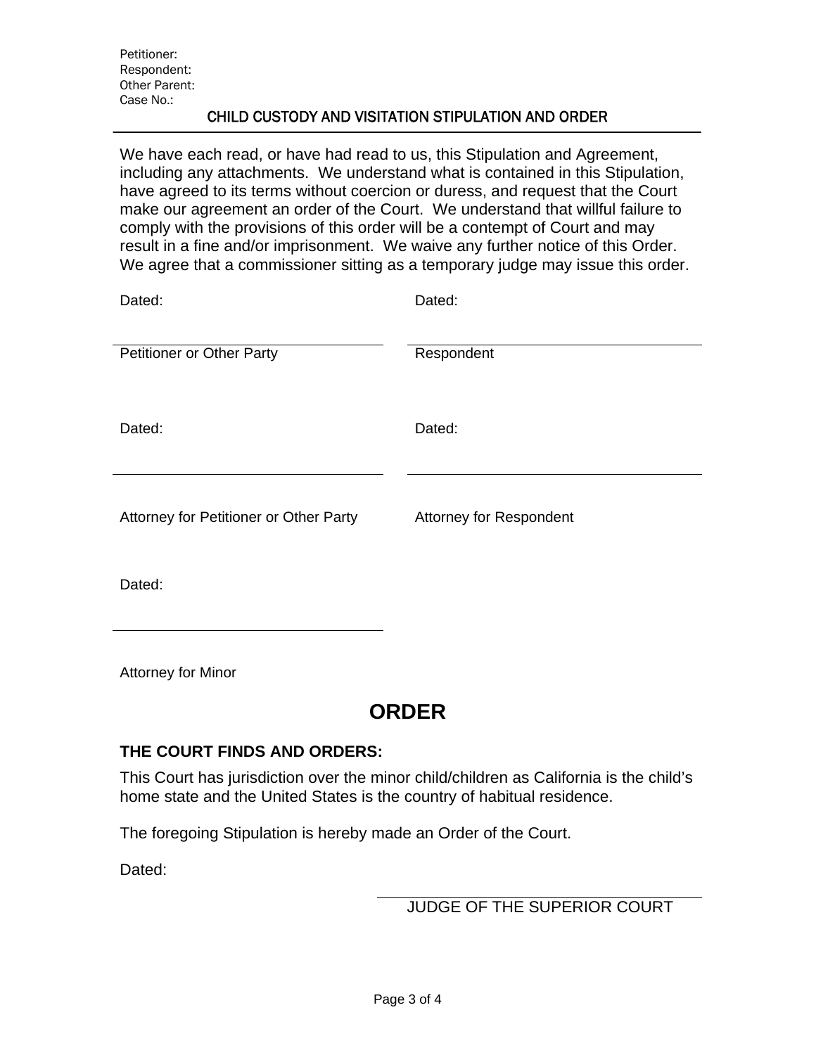Petitioner:
Respondent:
Other Parent:
Case No.:

CHILD CUSTODY AND VISITATION STIPULATION AND ORDER

We have each read, or have had read to us, this Stipulation and Agreement, including any attachments. We understand what is contained in this Stipulation, have agreed to its terms without coercion or duress, and request that the Court make our agreement an order of the Court. We understand that willful failure to comply with the provisions of this order will be a contempt of Court and may result in a fine and/or imprisonment. We waive any further notice of this Order. We agree that a commissioner sitting as a temporary judge may issue this order.

Dated:

______________________________
Petitioner or Other Party

Dated:

______________________________
Respondent

Dated:

______________________________
Attorney for Petitioner or Other Party

Dated:

______________________________
Attorney for Respondent

Dated:

______________________________
Attorney for Minor

## ORDER

**THE COURT FINDS AND ORDERS:**

This Court has jurisdiction over the minor child/children as California is the child's home state and the United States is the country of habitual residence.

The foregoing Stipulation is hereby made an Order of the Court.

Dated:

______________________________
JUDGE OF THE SUPERIOR COURT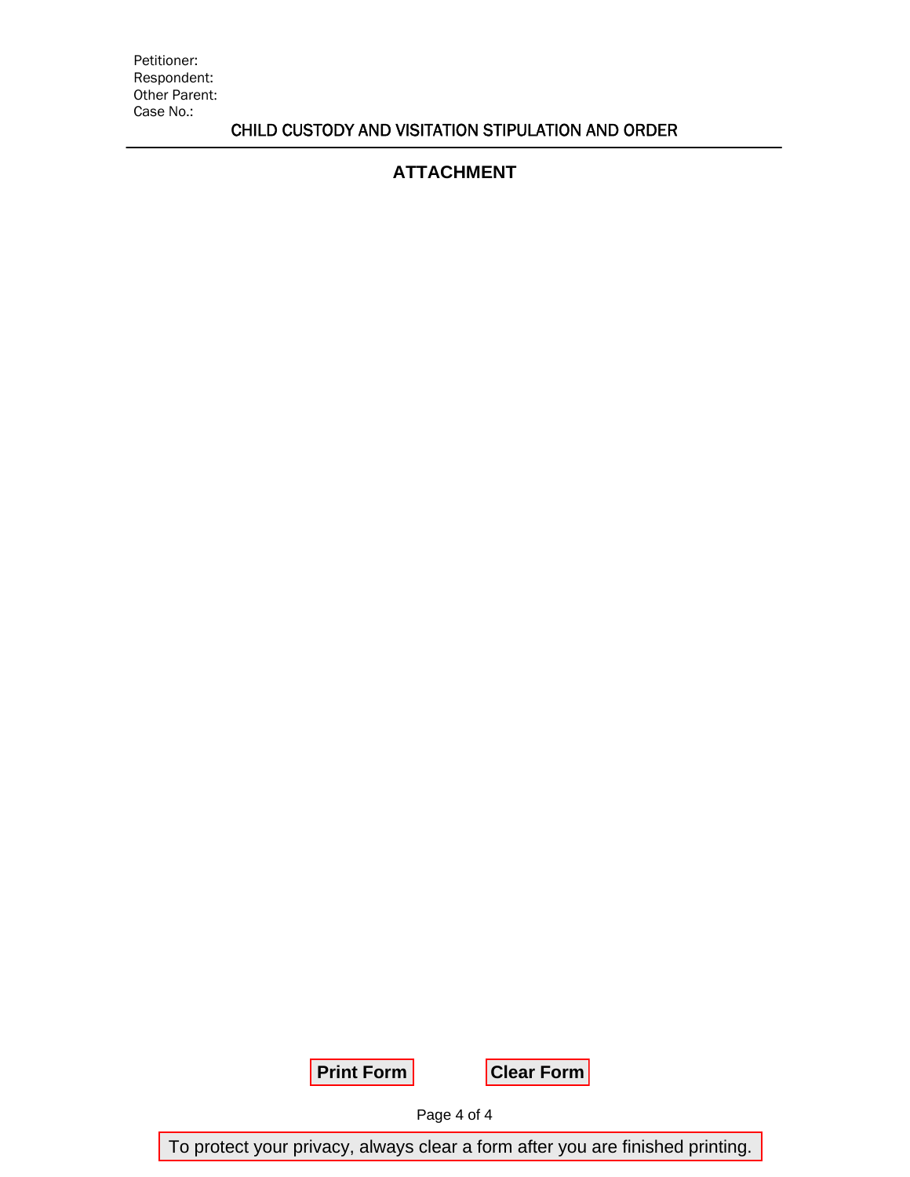Petitioner:
Respondent:
Other Parent:
Case No.:

CHILD CUSTODY AND VISITATION STIPULATION AND ORDER

## ATTACHMENT

Print Form     Clear Form

To protect your privacy, always clear a form after you are finished printing.